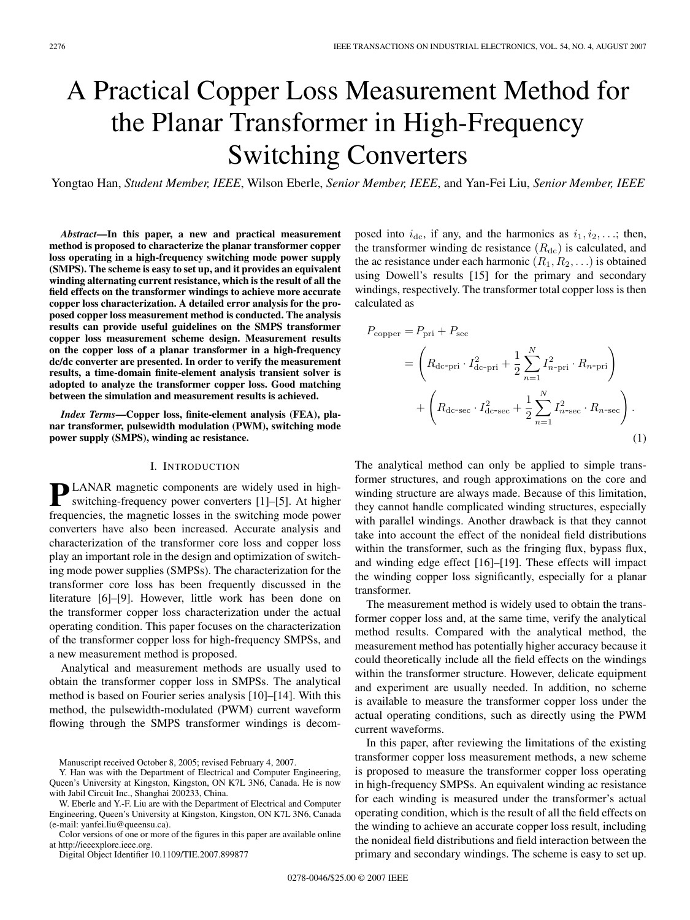# A Practical Copper Loss Measurement Method for the Planar Transformer in High-Frequency Switching Converters

Yongtao Han, *Student Member, IEEE*, Wilson Eberle, *Senior Member, IEEE*, and Yan-Fei Liu, *Senior Member, IEEE*

***Abstract*—In this paper, a new and practical measurement method is proposed to characterize the planar transformer copper loss operating in a high-frequency switching mode power supply (SMPS). The scheme is easy to set up, and it provides an equivalent winding alternating current resistance, which is the result of all the field effects on the transformer windings to achieve more accurate copper loss characterization. A detailed error analysis for the proposed copper loss measurement method is conducted. The analysis results can provide useful guidelines on the SMPS transformer copper loss measurement scheme design. Measurement results on the copper loss of a planar transformer in a high-frequency dc/dc converter are presented. In order to verify the measurement results, a time-domain finite-element analysis transient solver is adopted to analyze the transformer copper loss. Good matching between the simulation and measurement results is achieved.**

***Index Terms*—Copper loss, finite-element analysis (FEA), planar transformer, pulsewidth modulation (PWM), switching mode power supply (SMPS), winding ac resistance.**

## I. Introduction

PLANAR magnetic components are widely used in high-switching-frequency power converters [1]–[5]. At higher frequencies, the magnetic losses in the switching mode power converters have also been increased. Accurate analysis and characterization of the transformer core loss and copper loss play an important role in the design and optimization of switching mode power supplies (SMPSs). The characterization for the transformer core loss has been frequently discussed in the literature [6]–[9]. However, little work has been done on the transformer copper loss characterization under the actual operating condition. This paper focuses on the characterization of the transformer copper loss for high-frequency SMPSs, and a new measurement method is proposed.

Analytical and measurement methods are usually used to obtain the transformer copper loss in SMPSs. The analytical method is based on Fourier series analysis [10]–[14]. With this method, the pulsewidth-modulated (PWM) current waveform flowing through the SMPS transformer windings is decomposed into $i_{\rm dc}$, if any, and the harmonics as $i_1, i_2, \ldots$; then, the transformer winding dc resistance ($R_{\rm dc}$) is calculated, and the ac resistance under each harmonic ($R_1, R_2, \ldots$) is obtained using Dowell's results [15] for the primary and secondary windings, respectively. The transformer total copper loss is then calculated as

$$
\begin{aligned}
P_{\rm copper} &= P_{\rm pri} + P_{\rm sec} \\
&= \left( R_{\text{dc-pri}} \cdot I^2_{\text{dc-pri}} + \frac{1}{2}\sum_{n=1}^{N} I^2_{n\text{-pri}} \cdot R_{n\text{-pri}} \right) \\
&\quad + \left( R_{\text{dc-sec}} \cdot I^2_{\text{dc-sec}} + \frac{1}{2}\sum_{n=1}^{N} I^2_{n\text{-sec}} \cdot R_{n\text{-sec}} \right).
\end{aligned} \tag{1}
$$

The analytical method can only be applied to simple transformer structures, and rough approximations on the core and winding structure are always made. Because of this limitation, they cannot handle complicated winding structures, especially with parallel windings. Another drawback is that they cannot take into account the effect of the nonideal field distributions within the transformer, such as the fringing flux, bypass flux, and winding edge effect [16]–[19]. These effects will impact the winding copper loss significantly, especially for a planar transformer.

The measurement method is widely used to obtain the transformer copper loss and, at the same time, verify the analytical method results. Compared with the analytical method, the measurement method has potentially higher accuracy because it could theoretically include all the field effects on the windings within the transformer structure. However, delicate equipment and experiment are usually needed. In addition, no scheme is available to measure the transformer copper loss under the actual operating conditions, such as directly using the PWM current waveforms.

In this paper, after reviewing the limitations of the existing transformer copper loss measurement methods, a new scheme is proposed to measure the transformer copper loss operating in high-frequency SMPSs. An equivalent winding ac resistance for each winding is measured under the transformer's actual operating condition, which is the result of all the field effects on the winding to achieve an accurate copper loss result, including the nonideal field distributions and field interaction between the primary and secondary windings. The scheme is easy to set up.

Manuscript received October 8, 2005; revised February 4, 2007.

Y. Han was with the Department of Electrical and Computer Engineering, Queen's University at Kingston, Kingston, ON K7L 3N6, Canada. He is now with Jabil Circuit Inc., Shanghai 200233, China.

W. Eberle and Y.-F. Liu are with the Department of Electrical and Computer Engineering, Queen's University at Kingston, Kingston, ON K7L 3N6, Canada (e-mail: yanfei.liu@queensu.ca).

Color versions of one or more of the figures in this paper are available online at http://ieeexplore.ieee.org.

Digital Object Identifier 10.1109/TIE.2007.899877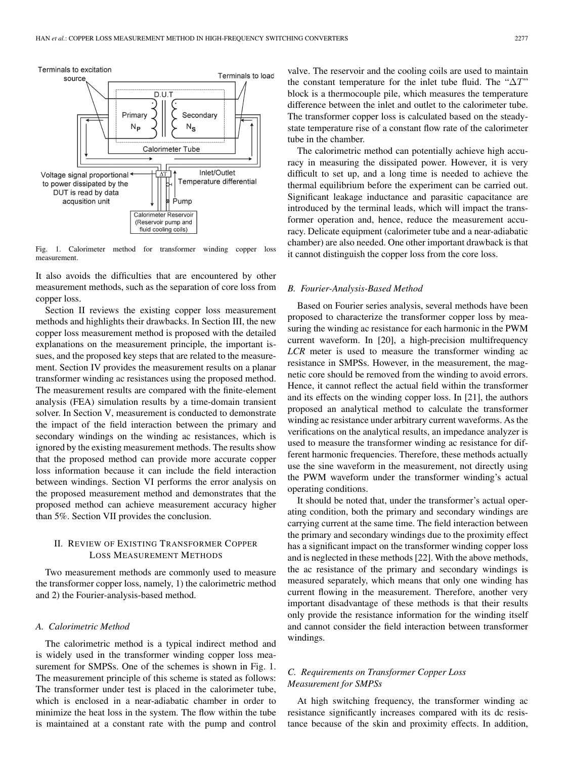Terminals to excitation source

Terminals to load

D.U.T

Primary $N_P$

Secondary $N_S$

Calorimeter Tube

Voltage signal proportional to power dissipated by the DUT is read by data acqusition unit

ΔT

Inlet/Outlet Temperature differential

Pump

Calorimeter Reservoir (Reservoir pump and fluid cooling coils)

Fig. 1. Calorimeter method for transformer winding copper loss measurement.

It also avoids the difficulties that are encountered by other measurement methods, such as the separation of core loss from copper loss.

Section II reviews the existing copper loss measurement methods and highlights their drawbacks. In Section III, the new copper loss measurement method is proposed with the detailed explanations on the measurement principle, the important issues, and the proposed key steps that are related to the measurement. Section IV provides the measurement results on a planar transformer winding ac resistances using the proposed method. The measurement results are compared with the finite-element analysis (FEA) simulation results by a time-domain transient solver. In Section V, measurement is conducted to demonstrate the impact of the field interaction between the primary and secondary windings on the winding ac resistances, which is ignored by the existing measurement methods. The results show that the proposed method can provide more accurate copper loss information because it can include the field interaction between windings. Section VI performs the error analysis on the proposed measurement method and demonstrates that the proposed method can achieve measurement accuracy higher than 5%. Section VII provides the conclusion.

## II. Review of Existing Transformer Copper Loss Measurement Methods

Two measurement methods are commonly used to measure the transformer copper loss, namely, 1) the calorimetric method and 2) the Fourier-analysis-based method.

### A. Calorimetric Method

The calorimetric method is a typical indirect method and is widely used in the transformer winding copper loss measurement for SMPSs. One of the schemes is shown in Fig. 1. The measurement principle of this scheme is stated as follows: The transformer under test is placed in the calorimeter tube, which is enclosed in a near-adiabatic chamber in order to minimize the heat loss in the system. The flow within the tube is maintained at a constant rate with the pump and control valve. The reservoir and the cooling coils are used to maintain the constant temperature for the inlet tube fluid. The "$\Delta T$" block is a thermocouple pile, which measures the temperature difference between the inlet and outlet to the calorimeter tube. The transformer copper loss is calculated based on the steady-state temperature rise of a constant flow rate of the calorimeter tube in the chamber.

The calorimetric method can potentially achieve high accuracy in measuring the dissipated power. However, it is very difficult to set up, and a long time is needed to achieve the thermal equilibrium before the experiment can be carried out. Significant leakage inductance and parasitic capacitance are introduced by the terminal leads, which will impact the transformer operation and, hence, reduce the measurement accuracy. Delicate equipment (calorimeter tube and a near-adiabatic chamber) are also needed. One other important drawback is that it cannot distinguish the copper loss from the core loss.

### B. Fourier-Analysis-Based Method

Based on Fourier series analysis, several methods have been proposed to characterize the transformer copper loss by measuring the winding ac resistance for each harmonic in the PWM current waveform. In [20], a high-precision multifrequency *LCR* meter is used to measure the transformer winding ac resistance in SMPSs. However, in the measurement, the magnetic core should be removed from the winding to avoid errors. Hence, it cannot reflect the actual field within the transformer and its effects on the winding copper loss. In [21], the authors proposed an analytical method to calculate the transformer winding ac resistance under arbitrary current waveforms. As the verifications on the analytical results, an impedance analyzer is used to measure the transformer winding ac resistance for different harmonic frequencies. Therefore, these methods actually use the sine waveform in the measurement, not directly using the PWM waveform under the transformer winding's actual operating conditions.

It should be noted that, under the transformer's actual operating condition, both the primary and secondary windings are carrying current at the same time. The field interaction between the primary and secondary windings due to the proximity effect has a significant impact on the transformer winding copper loss and is neglected in these methods [22]. With the above methods, the ac resistance of the primary and secondary windings is measured separately, which means that only one winding has current flowing in the measurement. Therefore, another very important disadvantage of these methods is that their results only provide the resistance information for the winding itself and cannot consider the field interaction between transformer windings.

### C. Requirements on Transformer Copper Loss Measurement for SMPSs

At high switching frequency, the transformer winding ac resistance significantly increases compared with its dc resistance because of the skin and proximity effects. In addition,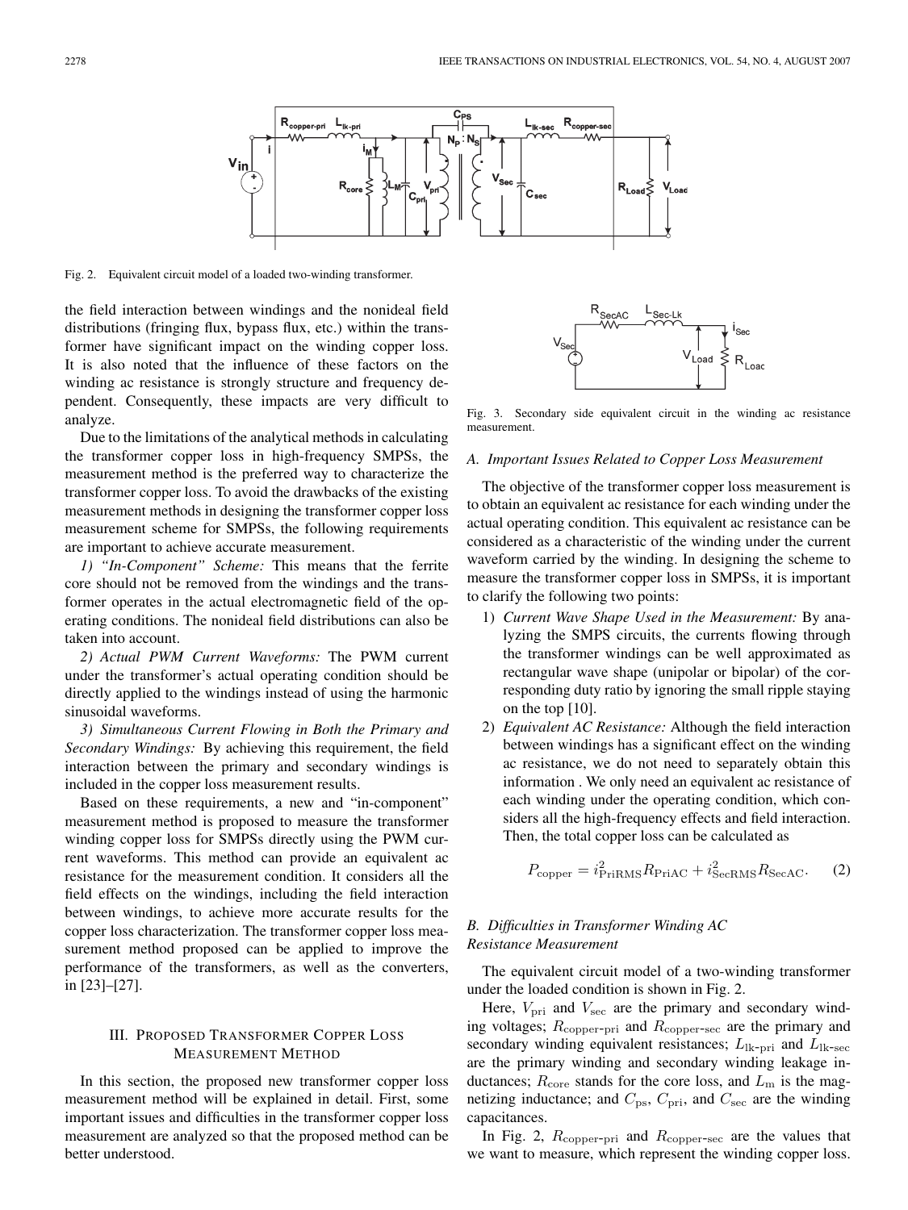Fig. 2. Equivalent circuit model of a loaded two-winding transformer.

the field interaction between windings and the nonideal field distributions (fringing flux, bypass flux, etc.) within the transformer have significant impact on the winding copper loss. It is also noted that the influence of these factors on the winding ac resistance is strongly structure and frequency dependent. Consequently, these impacts are very difficult to analyze.

Due to the limitations of the analytical methods in calculating the transformer copper loss in high-frequency SMPSs, the measurement method is the preferred way to characterize the transformer copper loss. To avoid the drawbacks of the existing measurement methods in designing the transformer copper loss measurement scheme for SMPSs, the following requirements are important to achieve accurate measurement.

*1) "In-Component" Scheme:* This means that the ferrite core should not be removed from the windings and the transformer operates in the actual electromagnetic field of the operating conditions. The nonideal field distributions can also be taken into account.

*2) Actual PWM Current Waveforms:* The PWM current under the transformer's actual operating condition should be directly applied to the windings instead of using the harmonic sinusoidal waveforms.

*3) Simultaneous Current Flowing in Both the Primary and Secondary Windings:* By achieving this requirement, the field interaction between the primary and secondary windings is included in the copper loss measurement results.

Based on these requirements, a new and "in-component" measurement method is proposed to measure the transformer winding copper loss for SMPSs directly using the PWM current waveforms. This method can provide an equivalent ac resistance for the measurement condition. It considers all the field effects on the windings, including the field interaction between windings, to achieve more accurate results for the copper loss characterization. The transformer copper loss measurement method proposed can be applied to improve the performance of the transformers, as well as the converters, in [23]–[27].

## III. Proposed Transformer Copper Loss Measurement Method

In this section, the proposed new transformer copper loss measurement method will be explained in detail. First, some important issues and difficulties in the transformer copper loss measurement are analyzed so that the proposed method can be better understood.

Fig. 3. Secondary side equivalent circuit in the winding ac resistance measurement.

### A. Important Issues Related to Copper Loss Measurement

The objective of the transformer copper loss measurement is to obtain an equivalent ac resistance for each winding under the actual operating condition. This equivalent ac resistance can be considered as a characteristic of the winding under the current waveform carried by the winding. In designing the scheme to measure the transformer copper loss in SMPSs, it is important to clarify the following two points:

1) *Current Wave Shape Used in the Measurement:* By analyzing the SMPS circuits, the currents flowing through the transformer windings can be well approximated as rectangular wave shape (unipolar or bipolar) of the corresponding duty ratio by ignoring the small ripple staying on the top [10].
2) *Equivalent AC Resistance:* Although the field interaction between windings has a significant effect on the winding ac resistance, we do not need to separately obtain this information . We only need an equivalent ac resistance of each winding under the operating condition, which considers all the high-frequency effects and field interaction. Then, the total copper loss can be calculated as

$$P_{\text{copper}} = i_{\text{PriRMS}}^2 R_{\text{PriAC}} + i_{\text{SecRMS}}^2 R_{\text{SecAC}}. \quad (2)$$

### B. Difficulties in Transformer Winding AC Resistance Measurement

The equivalent circuit model of a two-winding transformer under the loaded condition is shown in Fig. 2.

Here, $V_{\text{pri}}$ and $V_{\text{sec}}$ are the primary and secondary winding voltages; $R_{\text{copper-pri}}$ and $R_{\text{copper-sec}}$ are the primary and secondary winding equivalent resistances; $L_{\text{lk-pri}}$ and $L_{\text{lk-sec}}$ are the primary winding and secondary winding leakage inductances; $R_{\text{core}}$ stands for the core loss, and $L_{\text{m}}$ is the magnetizing inductance; and $C_{\text{ps}}$, $C_{\text{pri}}$, and $C_{\text{sec}}$ are the winding capacitances.

In Fig. 2, $R_{\text{copper-pri}}$ and $R_{\text{copper-sec}}$ are the values that we want to measure, which represent the winding copper loss.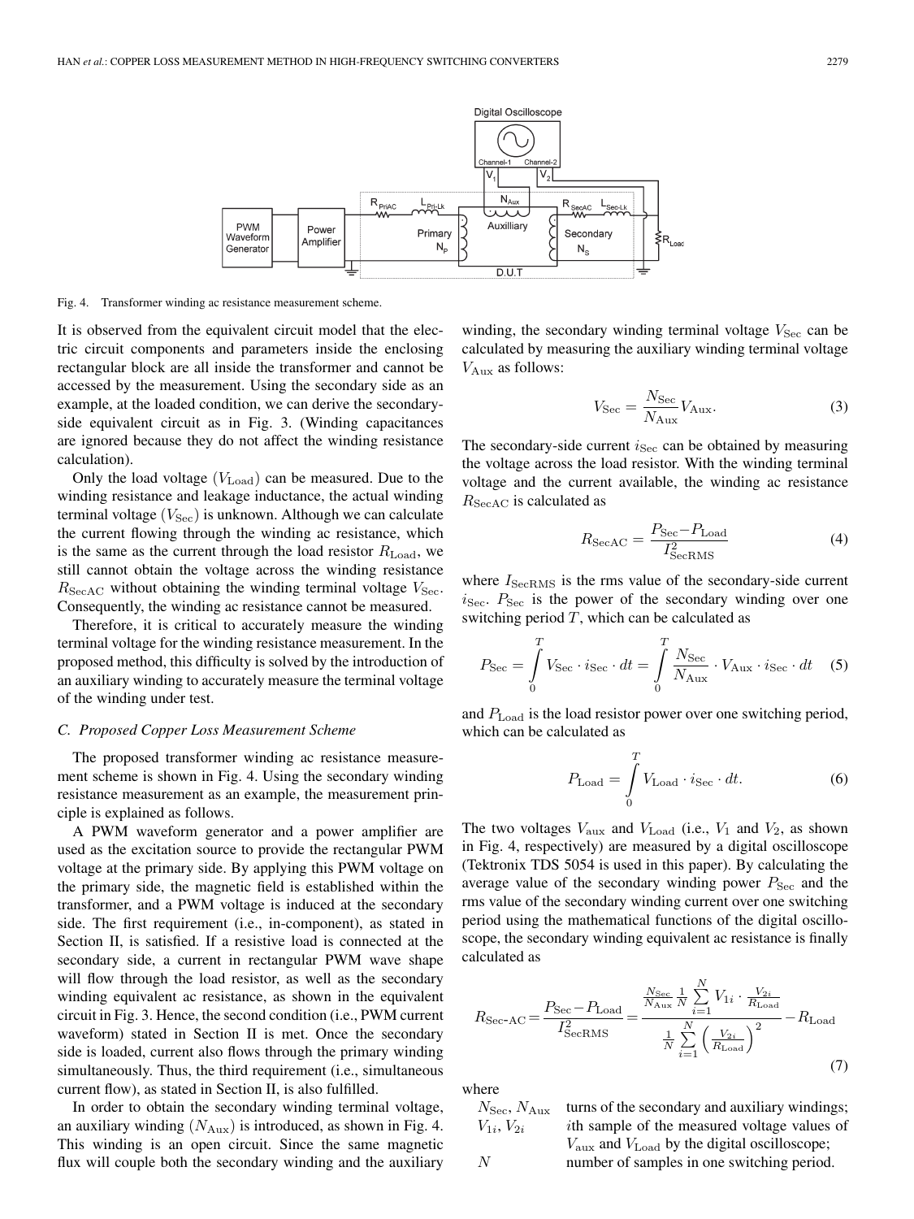Fig. 4. Transformer winding ac resistance measurement scheme.

It is observed from the equivalent circuit model that the electric circuit components and parameters inside the enclosing rectangular block are all inside the transformer and cannot be accessed by the measurement. Using the secondary side as an example, at the loaded condition, we can derive the secondary-side equivalent circuit as in Fig. 3. (Winding capacitances are ignored because they do not affect the winding resistance calculation).

Only the load voltage ($V_{\mathrm{Load}}$) can be measured. Due to the winding resistance and leakage inductance, the actual winding terminal voltage ($V_{\mathrm{Sec}}$) is unknown. Although we can calculate the current flowing through the winding ac resistance, which is the same as the current through the load resistor $R_{\mathrm{Load}}$, we still cannot obtain the voltage across the winding resistance $R_{\mathrm{SecAC}}$ without obtaining the winding terminal voltage $V_{\mathrm{Sec}}$. Consequently, the winding ac resistance cannot be measured.

Therefore, it is critical to accurately measure the winding terminal voltage for the winding resistance measurement. In the proposed method, this difficulty is solved by the introduction of an auxiliary winding to accurately measure the terminal voltage of the winding under test.

### C. Proposed Copper Loss Measurement Scheme

The proposed transformer winding ac resistance measurement scheme is shown in Fig. 4. Using the secondary winding resistance measurement as an example, the measurement principle is explained as follows.

A PWM waveform generator and a power amplifier are used as the excitation source to provide the rectangular PWM voltage at the primary side. By applying this PWM voltage on the primary side, the magnetic field is established within the transformer, and a PWM voltage is induced at the secondary side. The first requirement (i.e., in-component), as stated in Section II, is satisfied. If a resistive load is connected at the secondary side, a current in rectangular PWM wave shape will flow through the load resistor, as well as the secondary winding equivalent ac resistance, as shown in the equivalent circuit in Fig. 3. Hence, the second condition (i.e., PWM current waveform) stated in Section II is met. Once the secondary side is loaded, current also flows through the primary winding simultaneously. Thus, the third requirement (i.e., simultaneous current flow), as stated in Section II, is also fulfilled.

In order to obtain the secondary winding terminal voltage, an auxiliary winding ($N_{\mathrm{Aux}}$) is introduced, as shown in Fig. 4. This winding is an open circuit. Since the same magnetic flux will couple both the secondary winding and the auxiliary winding, the secondary winding terminal voltage $V_{\mathrm{Sec}}$ can be calculated by measuring the auxiliary winding terminal voltage $V_{\mathrm{Aux}}$ as follows:

$$V_{\mathrm{Sec}} = \frac{N_{\mathrm{Sec}}}{N_{\mathrm{Aux}}} V_{\mathrm{Aux}}. \tag{3}$$

The secondary-side current $i_{\mathrm{Sec}}$ can be obtained by measuring the voltage across the load resistor. With the winding terminal voltage and the current available, the winding ac resistance $R_{\mathrm{SecAC}}$ is calculated as

$$R_{\mathrm{SecAC}} = \frac{P_{\mathrm{Sec}} - P_{\mathrm{Load}}}{I_{\mathrm{SecRMS}}^2} \tag{4}$$

where $I_{\mathrm{SecRMS}}$ is the rms value of the secondary-side current $i_{\mathrm{Sec}}$. $P_{\mathrm{Sec}}$ is the power of the secondary winding over one switching period $T$, which can be calculated as

$$P_{\mathrm{Sec}} = \int_0^T V_{\mathrm{Sec}} \cdot i_{\mathrm{Sec}} \cdot dt = \int_0^T \frac{N_{\mathrm{Sec}}}{N_{\mathrm{Aux}}} \cdot V_{\mathrm{Aux}} \cdot i_{\mathrm{Sec}} \cdot dt \tag{5}$$

and $P_{\mathrm{Load}}$ is the load resistor power over one switching period, which can be calculated as

$$P_{\mathrm{Load}} = \int_0^T V_{\mathrm{Load}} \cdot i_{\mathrm{Sec}} \cdot dt. \tag{6}$$

The two voltages $V_{\mathrm{aux}}$ and $V_{\mathrm{Load}}$ (i.e., $V_1$ and $V_2$, as shown in Fig. 4, respectively) are measured by a digital oscilloscope (Tektronix TDS 5054 is used in this paper). By calculating the average value of the secondary winding power $P_{\mathrm{Sec}}$ and the rms value of the secondary winding current over one switching period using the mathematical functions of the digital oscilloscope, the secondary winding equivalent ac resistance is finally calculated as

$$R_{\mathrm{Sec\text{-}AC}} = \frac{P_{\mathrm{Sec}} - P_{\mathrm{Load}}}{I_{\mathrm{SecRMS}}^2} = \frac{\frac{N_{\mathrm{Sec}}}{N_{\mathrm{Aux}}} \frac{1}{N} \sum_{i=1}^{N} V_{1i} \cdot \frac{V_{2i}}{R_{\mathrm{Load}}}}{\frac{1}{N} \sum_{i=1}^{N} \left( \frac{V_{2i}}{R_{\mathrm{Load}}} \right)^2} - R_{\mathrm{Load}} \tag{7}$$

where

- $N_{\mathrm{Sec}}$, $N_{\mathrm{Aux}}$ turns of the secondary and auxiliary windings;
- $V_{1i}$, $V_{2i}$ $i$th sample of the measured voltage values of $V_{\mathrm{aux}}$ and $V_{\mathrm{Load}}$ by the digital oscilloscope;
- $N$ number of samples in one switching period.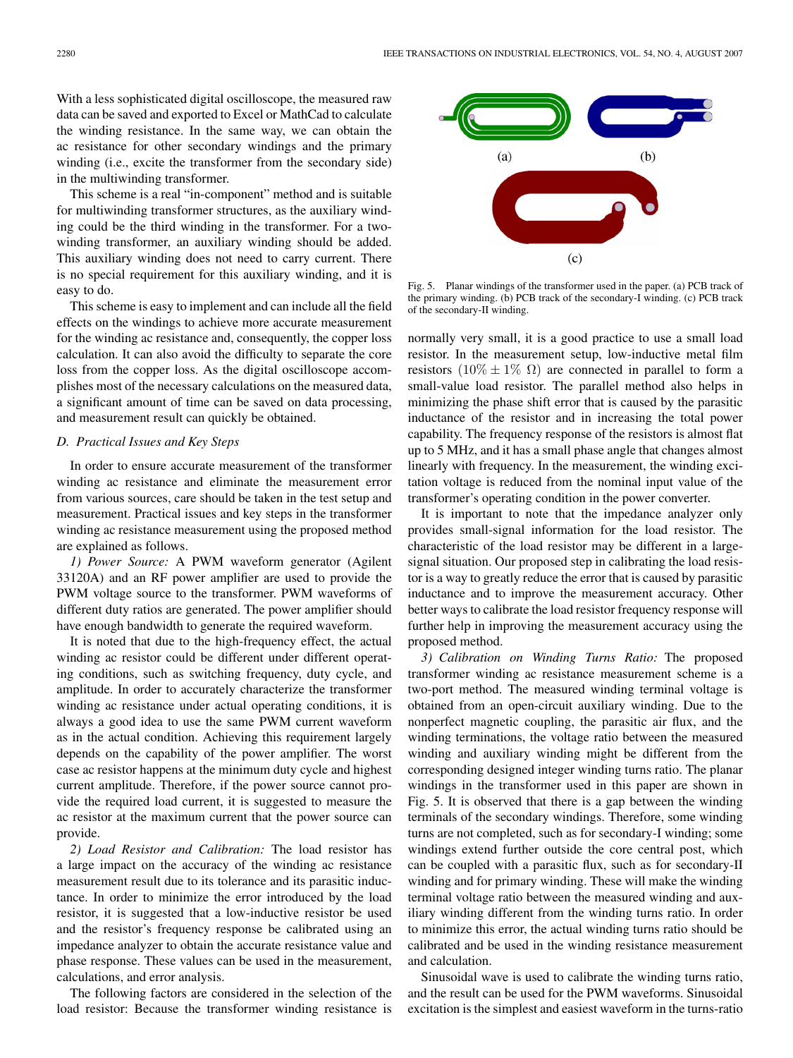With a less sophisticated digital oscilloscope, the measured raw data can be saved and exported to Excel or MathCad to calculate the winding resistance. In the same way, we can obtain the ac resistance for other secondary windings and the primary winding (i.e., excite the transformer from the secondary side) in the multiwinding transformer.

This scheme is a real "in-component" method and is suitable for multiwinding transformer structures, as the auxiliary winding could be the third winding in the transformer. For a two-winding transformer, an auxiliary winding should be added. This auxiliary winding does not need to carry current. There is no special requirement for this auxiliary winding, and it is easy to do.

This scheme is easy to implement and can include all the field effects on the windings to achieve more accurate measurement for the winding ac resistance and, consequently, the copper loss calculation. It can also avoid the difficulty to separate the core loss from the copper loss. As the digital oscilloscope accomplishes most of the necessary calculations on the measured data, a significant amount of time can be saved on data processing, and measurement result can quickly be obtained.

### *D. Practical Issues and Key Steps*

In order to ensure accurate measurement of the transformer winding ac resistance and eliminate the measurement error from various sources, care should be taken in the test setup and measurement. Practical issues and key steps in the transformer winding ac resistance measurement using the proposed method are explained as follows.

*1) Power Source:* A PWM waveform generator (Agilent 33120A) and an RF power amplifier are used to provide the PWM voltage source to the transformer. PWM waveforms of different duty ratios are generated. The power amplifier should have enough bandwidth to generate the required waveform.

It is noted that due to the high-frequency effect, the actual winding ac resistor could be different under different operating conditions, such as switching frequency, duty cycle, and amplitude. In order to accurately characterize the transformer winding ac resistance under actual operating conditions, it is always a good idea to use the same PWM current waveform as in the actual condition. Achieving this requirement largely depends on the capability of the power amplifier. The worst case ac resistor happens at the minimum duty cycle and highest current amplitude. Therefore, if the power source cannot provide the required load current, it is suggested to measure the ac resistor at the maximum current that the power source can provide.

*2) Load Resistor and Calibration:* The load resistor has a large impact on the accuracy of the winding ac resistance measurement result due to its tolerance and its parasitic inductance. In order to minimize the error introduced by the load resistor, it is suggested that a low-inductive resistor be used and the resistor's frequency response be calibrated using an impedance analyzer to obtain the accurate resistance value and phase response. These values can be used in the measurement, calculations, and error analysis.

The following factors are considered in the selection of the load resistor: Because the transformer winding resistance is normally very small, it is a good practice to use a small load resistor. In the measurement setup, low-inductive metal film resistors $(10\% \pm 1\%\ \Omega)$ are connected in parallel to form a small-value load resistor. The parallel method also helps in minimizing the phase shift error that is caused by the parasitic inductance of the resistor and in increasing the total power capability. The frequency response of the resistors is almost flat up to 5 MHz, and it has a small phase angle that changes almost linearly with frequency. In the measurement, the winding excitation voltage is reduced from the nominal input value of the transformer's operating condition in the power converter.

It is important to note that the impedance analyzer only provides small-signal information for the load resistor. The characteristic of the load resistor may be different in a large-signal situation. Our proposed step in calibrating the load resistor is a way to greatly reduce the error that is caused by parasitic inductance and to improve the measurement accuracy. Other better ways to calibrate the load resistor frequency response will further help in improving the measurement accuracy using the proposed method.

*3) Calibration on Winding Turns Ratio:* The proposed transformer winding ac resistance measurement scheme is a two-port method. The measured winding terminal voltage is obtained from an open-circuit auxiliary winding. Due to the nonperfect magnetic coupling, the parasitic air flux, and the winding terminations, the voltage ratio between the measured winding and auxiliary winding might be different from the corresponding designed integer winding turns ratio. The planar windings in the transformer used in this paper are shown in Fig. 5. It is observed that there is a gap between the winding terminals of the secondary windings. Therefore, some winding turns are not completed, such as for secondary-I winding; some windings extend further outside the core central post, which can be coupled with a parasitic flux, such as for secondary-II winding and for primary winding. These will make the winding terminal voltage ratio between the measured winding and auxiliary winding different from the winding turns ratio. In order to minimize this error, the actual winding turns ratio should be calibrated and be used in the winding resistance measurement and calculation.

Fig. 5. Planar windings of the transformer used in the paper. (a) PCB track of the primary winding. (b) PCB track of the secondary-I winding. (c) PCB track of the secondary-II winding.

Sinusoidal wave is used to calibrate the winding turns ratio, and the result can be used for the PWM waveforms. Sinusoidal excitation is the simplest and easiest waveform in the turns-ratio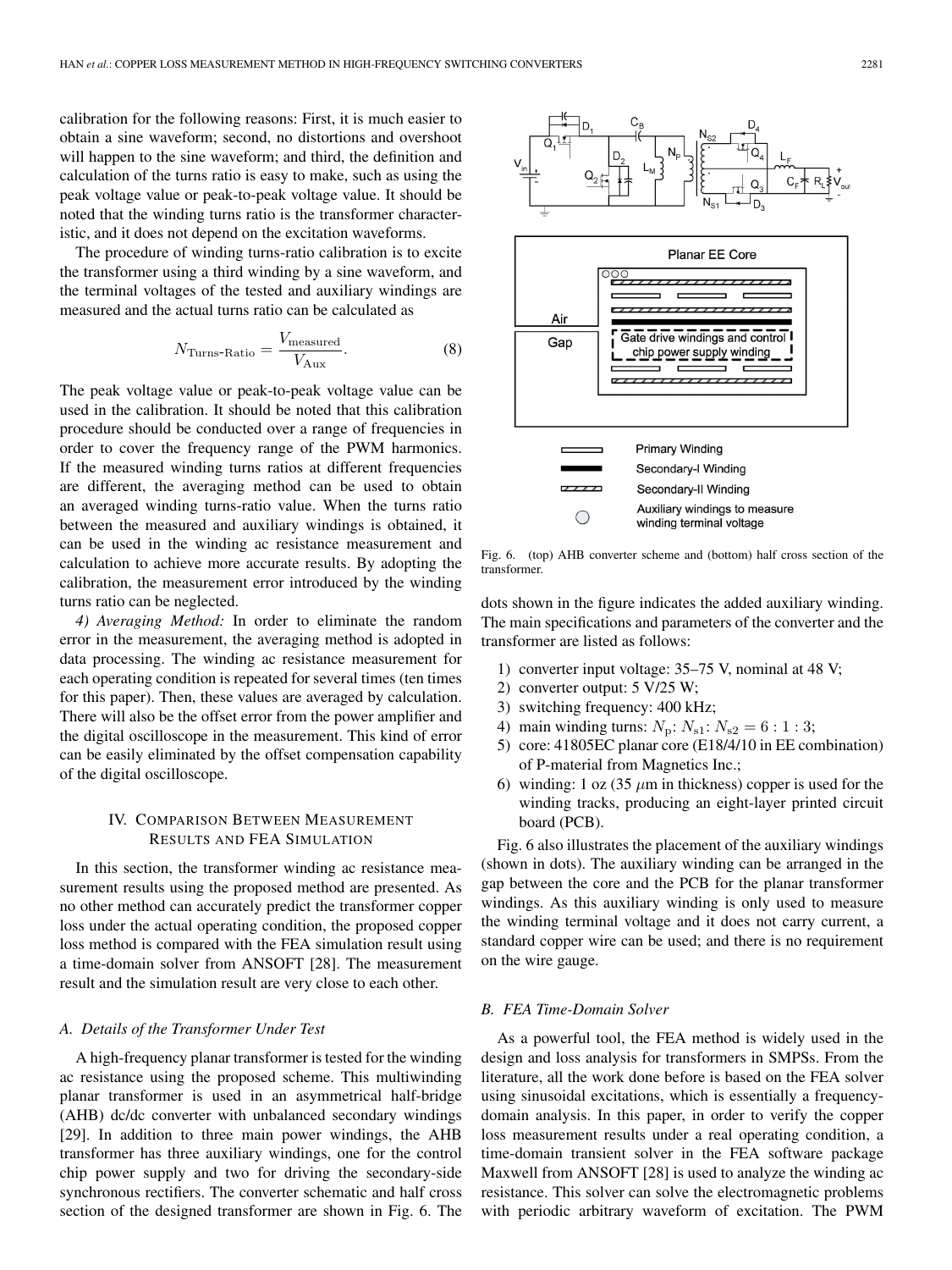calibration for the following reasons: First, it is much easier to obtain a sine waveform; second, no distortions and overshoot will happen to the sine waveform; and third, the definition and calculation of the turns ratio is easy to make, such as using the peak voltage value or peak-to-peak voltage value. It should be noted that the winding turns ratio is the transformer characteristic, and it does not depend on the excitation waveforms.

The procedure of winding turns-ratio calibration is to excite the transformer using a third winding by a sine waveform, and the terminal voltages of the tested and auxiliary windings are measured and the actual turns ratio can be calculated as

$$N_{\text{Turns-Ratio}} = \frac{V_{\text{measured}}}{V_{\text{Aux}}}. \quad (8)$$

The peak voltage value or peak-to-peak voltage value can be used in the calibration. It should be noted that this calibration procedure should be conducted over a range of frequencies in order to cover the frequency range of the PWM harmonics. If the measured winding turns ratios at different frequencies are different, the averaging method can be used to obtain an averaged winding turns-ratio value. When the turns ratio between the measured and auxiliary windings is obtained, it can be used in the winding ac resistance measurement and calculation to achieve more accurate results. By adopting the calibration, the measurement error introduced by the winding turns ratio can be neglected.

*4) Averaging Method:* In order to eliminate the random error in the measurement, the averaging method is adopted in data processing. The winding ac resistance measurement for each operating condition is repeated for several times (ten times for this paper). Then, these values are averaged by calculation. There will also be the offset error from the power amplifier and the digital oscilloscope in the measurement. This kind of error can be easily eliminated by the offset compensation capability of the digital oscilloscope.

## IV. Comparison Between Measurement Results and FEA Simulation

In this section, the transformer winding ac resistance measurement results using the proposed method are presented. As no other method can accurately predict the transformer copper loss under the actual operating condition, the proposed copper loss method is compared with the FEA simulation result using a time-domain solver from ANSOFT [28]. The measurement result and the simulation result are very close to each other.

### A. Details of the Transformer Under Test

A high-frequency planar transformer is tested for the winding ac resistance using the proposed scheme. This multiwinding planar transformer is used in an asymmetrical half-bridge (AHB) dc/dc converter with unbalanced secondary windings [29]. In addition to three main power windings, the AHB transformer has three auxiliary windings, one for the control chip power supply and two for driving the secondary-side synchronous rectifiers. The converter schematic and half cross section of the designed transformer are shown in Fig. 6. The dots shown in the figure indicates the added auxiliary winding. The main specifications and parameters of the converter and the transformer are listed as follows:

1) converter input voltage: 35–75 V, nominal at 48 V;
2) converter output: 5 V/25 W;
3) switching frequency: 400 kHz;
4) main winding turns: $N_p$: $N_{s1}$: $N_{s2} = 6:1:3$;
5) core: 41805EC planar core (E18/4/10 in EE combination) of P-material from Magnetics Inc.;
6) winding: 1 oz (35 $\mu$m in thickness) copper is used for the winding tracks, producing an eight-layer printed circuit board (PCB).

Planar EE Core

Air Gap

Gate drive windings and control chip power supply winding

Primary Winding

Secondary-I Winding

Secondary-II Winding

Auxiliary windings to measure winding terminal voltage

Fig. 6. (top) AHB converter scheme and (bottom) half cross section of the transformer.

Fig. 6 also illustrates the placement of the auxiliary windings (shown in dots). The auxiliary winding can be arranged in the gap between the core and the PCB for the planar transformer windings. As this auxiliary winding is only used to measure the winding terminal voltage and it does not carry current, a standard copper wire can be used; and there is no requirement on the wire gauge.

### B. FEA Time-Domain Solver

As a powerful tool, the FEA method is widely used in the design and loss analysis for transformers in SMPSs. From the literature, all the work done before is based on the FEA solver using sinusoidal excitations, which is essentially a frequency-domain analysis. In this paper, in order to verify the copper loss measurement results under a real operating condition, a time-domain transient solver in the FEA software package Maxwell from ANSOFT [28] is used to analyze the winding ac resistance. This solver can solve the electromagnetic problems with periodic arbitrary waveform of excitation. The PWM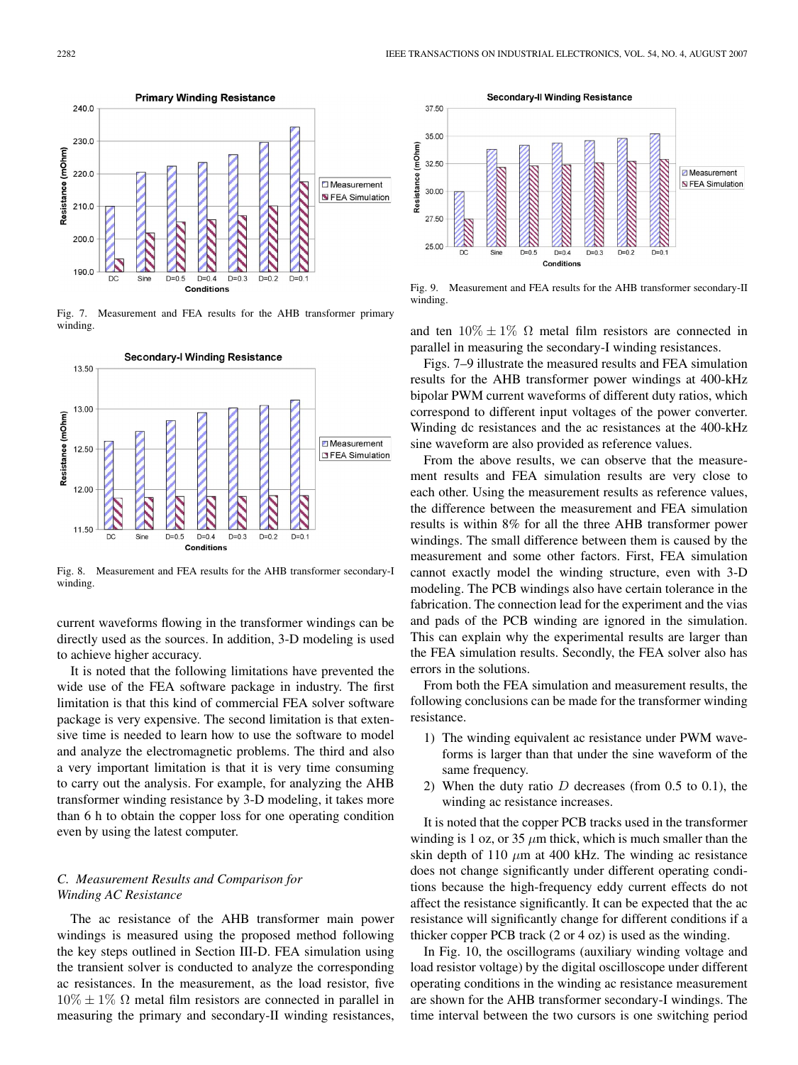Fig. 7. Measurement and FEA results for the AHB transformer primary winding.

Fig. 8. Measurement and FEA results for the AHB transformer secondary-I winding.

current waveforms flowing in the transformer windings can be directly used as the sources. In addition, 3-D modeling is used to achieve higher accuracy.

It is noted that the following limitations have prevented the wide use of the FEA software package in industry. The first limitation is that this kind of commercial FEA solver software package is very expensive. The second limitation is that extensive time is needed to learn how to use the software to model and analyze the electromagnetic problems. The third and also a very important limitation is that it is very time consuming to carry out the analysis. For example, for analyzing the AHB transformer winding resistance by 3-D modeling, it takes more than 6 h to obtain the copper loss for one operating condition even by using the latest computer.

### *C. Measurement Results and Comparison for Winding AC Resistance*

The ac resistance of the AHB transformer main power windings is measured using the proposed method following the key steps outlined in Section III-D. FEA simulation using the transient solver is conducted to analyze the corresponding ac resistances. In the measurement, as the load resistor, five $10\% \pm 1\%$ $\Omega$ metal film resistors are connected in parallel in measuring the primary and secondary-II winding resistances,

Fig. 9. Measurement and FEA results for the AHB transformer secondary-II winding.

and ten $10\% \pm 1\%$ $\Omega$ metal film resistors are connected in parallel in measuring the secondary-I winding resistances.

Figs. 7–9 illustrate the measured results and FEA simulation results for the AHB transformer power windings at 400-kHz bipolar PWM current waveforms of different duty ratios, which correspond to different input voltages of the power converter. Winding dc resistances and the ac resistances at the 400-kHz sine waveform are also provided as reference values.

From the above results, we can observe that the measurement results and FEA simulation results are very close to each other. Using the measurement results as reference values, the difference between the measurement and FEA simulation results is within 8% for all the three AHB transformer power windings. The small difference between them is caused by the measurement and some other factors. First, FEA simulation cannot exactly model the winding structure, even with 3-D modeling. The PCB windings also have certain tolerance in the fabrication. The connection lead for the experiment and the vias and pads of the PCB winding are ignored in the simulation. This can explain why the experimental results are larger than the FEA simulation results. Secondly, the FEA solver also has errors in the solutions.

From both the FEA simulation and measurement results, the following conclusions can be made for the transformer winding resistance.

1) The winding equivalent ac resistance under PWM waveforms is larger than that under the sine waveform of the same frequency.
2) When the duty ratio $D$ decreases (from 0.5 to 0.1), the winding ac resistance increases.

It is noted that the copper PCB tracks used in the transformer winding is 1 oz, or 35 $\mu$m thick, which is much smaller than the skin depth of 110 $\mu$m at 400 kHz. The winding ac resistance does not change significantly under different operating conditions because the high-frequency eddy current effects do not affect the resistance significantly. It can be expected that the ac resistance will significantly change for different conditions if a thicker copper PCB track (2 or 4 oz) is used as the winding.

In Fig. 10, the oscillograms (auxiliary winding voltage and load resistor voltage) by the digital oscilloscope under different operating conditions in the winding ac resistance measurement are shown for the AHB transformer secondary-I windings. The time interval between the two cursors is one switching period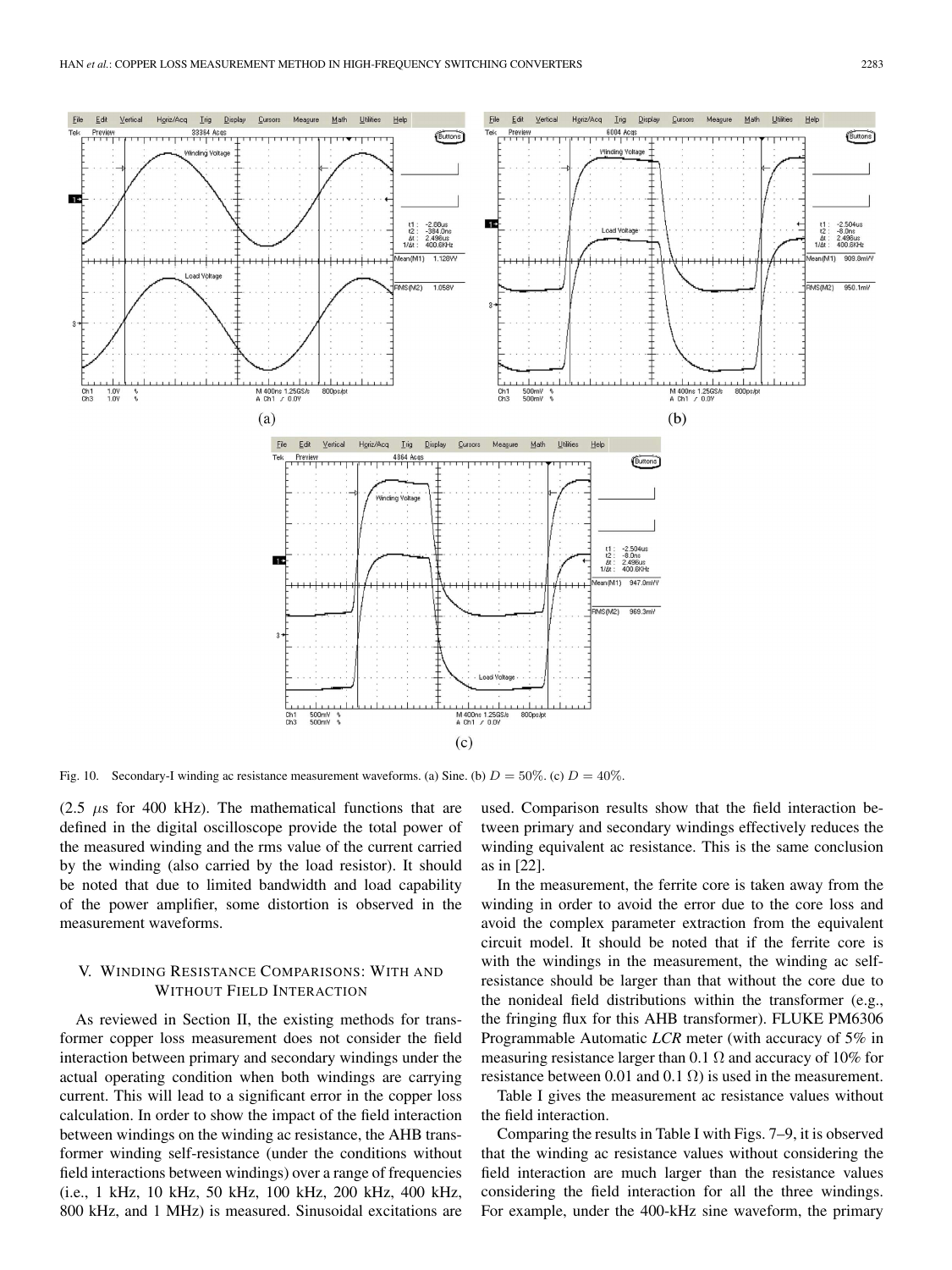Fig. 10. Secondary-I winding ac resistance measurement waveforms. (a) Sine. (b) $D = 50\%$. (c) $D = 40\%$.

(2.5 $\mu$s for 400 kHz). The mathematical functions that are defined in the digital oscilloscope provide the total power of the measured winding and the rms value of the current carried by the winding (also carried by the load resistor). It should be noted that due to limited bandwidth and load capability of the power amplifier, some distortion is observed in the measurement waveforms.

## V. Winding Resistance Comparisons: With and Without Field Interaction

As reviewed in Section II, the existing methods for transformer copper loss measurement does not consider the field interaction between primary and secondary windings under the actual operating condition when both windings are carrying current. This will lead to a significant error in the copper loss calculation. In order to show the impact of the field interaction between windings on the winding ac resistance, the AHB transformer winding self-resistance (under the conditions without field interactions between windings) over a range of frequencies (i.e., 1 kHz, 10 kHz, 50 kHz, 100 kHz, 200 kHz, 400 kHz, 800 kHz, and 1 MHz) is measured. Sinusoidal excitations are used. Comparison results show that the field interaction between primary and secondary windings effectively reduces the winding equivalent ac resistance. This is the same conclusion as in [22].

In the measurement, the ferrite core is taken away from the winding in order to avoid the error due to the core loss and avoid the complex parameter extraction from the equivalent circuit model. It should be noted that if the ferrite core is with the windings in the measurement, the winding ac self-resistance should be larger than that without the core due to the nonideal field distributions within the transformer (e.g., the fringing flux for this AHB transformer). FLUKE PM6306 Programmable Automatic *LCR* meter (with accuracy of 5% in measuring resistance larger than 0.1 Ω and accuracy of 10% for resistance between 0.01 and 0.1 Ω) is used in the measurement.

Table I gives the measurement ac resistance values without the field interaction.

Comparing the results in Table I with Figs. 7–9, it is observed that the winding ac resistance values without considering the field interaction are much larger than the resistance values considering the field interaction for all the three windings. For example, under the 400-kHz sine waveform, the primary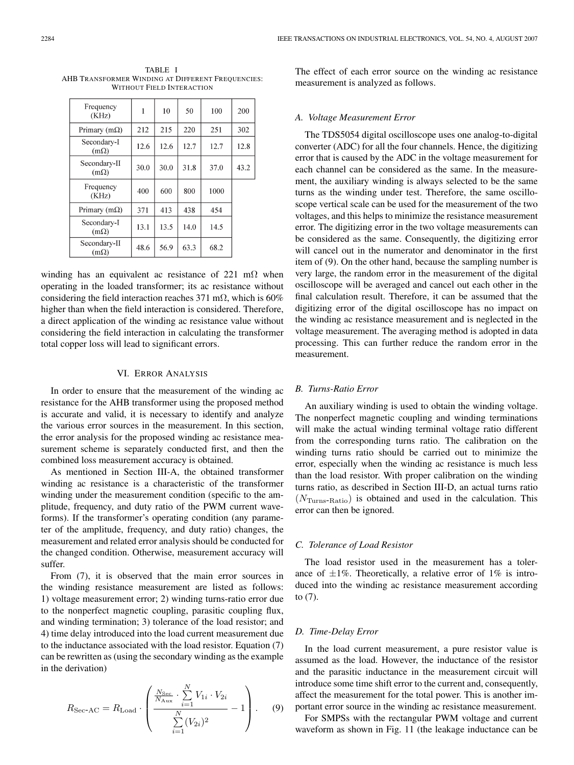TABLE I
AHB Transformer Winding at Different Frequencies: Without Field Interaction

| Frequency (KHz) | 1 | 10 | 50 | 100 | 200 |
|---|---|---|---|---|---|
| Primary (mΩ) | 212 | 215 | 220 | 251 | 302 |
| Secondary-I (mΩ) | 12.6 | 12.6 | 12.7 | 12.7 | 12.8 |
| Secondary-II (mΩ) | 30.0 | 30.0 | 31.8 | 37.0 | 43.2 |
| Frequency (KHz) | 400 | 600 | 800 | 1000 | |
| Primary (mΩ) | 371 | 413 | 438 | 454 | |
| Secondary-I (mΩ) | 13.1 | 13.5 | 14.0 | 14.5 | |
| Secondary-II (mΩ) | 48.6 | 56.9 | 63.3 | 68.2 | |

winding has an equivalent ac resistance of 221 mΩ when operating in the loaded transformer; its ac resistance without considering the field interaction reaches 371 mΩ, which is 60% higher than when the field interaction is considered. Therefore, a direct application of the winding ac resistance value without considering the field interaction in calculating the transformer total copper loss will lead to significant errors.

## VI. Error Analysis

In order to ensure that the measurement of the winding ac resistance for the AHB transformer using the proposed method is accurate and valid, it is necessary to identify and analyze the various error sources in the measurement. In this section, the error analysis for the proposed winding ac resistance measurement scheme is separately conducted first, and then the combined loss measurement accuracy is obtained.

As mentioned in Section III-A, the obtained transformer winding ac resistance is a characteristic of the transformer winding under the measurement condition (specific to the amplitude, frequency, and duty ratio of the PWM current waveforms). If the transformer's operating condition (any parameter of the amplitude, frequency, and duty ratio) changes, the measurement and related error analysis should be conducted for the changed condition. Otherwise, measurement accuracy will suffer.

From (7), it is observed that the main error sources in the winding resistance measurement are listed as follows: 1) voltage measurement error; 2) winding turns-ratio error due to the nonperfect magnetic coupling, parasitic coupling flux, and winding termination; 3) tolerance of the load resistor; and 4) time delay introduced into the load current measurement due to the inductance associated with the load resistor. Equation (7) can be rewritten as (using the secondary winding as the example in the derivation)

$$R_{\text{Sec-AC}} = R_{\text{Load}} \cdot \left( \frac{\frac{N_{\text{Sec}}}{N_{\text{Aux}}} \cdot \sum_{i=1}^{N} V_{1i} \cdot V_{2i}}{\sum_{i=1}^{N} (V_{2i})^2} - 1 \right). \quad (9)$$

The effect of each error source on the winding ac resistance measurement is analyzed as follows.

### A. Voltage Measurement Error

The TDS5054 digital oscilloscope uses one analog-to-digital converter (ADC) for all the four channels. Hence, the digitizing error that is caused by the ADC in the voltage measurement for each channel can be considered as the same. In the measurement, the auxiliary winding is always selected to be the same turns as the winding under test. Therefore, the same oscilloscope vertical scale can be used for the measurement of the two voltages, and this helps to minimize the resistance measurement error. The digitizing error in the two voltage measurements can be considered as the same. Consequently, the digitizing error will cancel out in the numerator and denominator in the first item of (9). On the other hand, because the sampling number is very large, the random error in the measurement of the digital oscilloscope will be averaged and cancel out each other in the final calculation result. Therefore, it can be assumed that the digitizing error of the digital oscilloscope has no impact on the winding ac resistance measurement and is neglected in the voltage measurement. The averaging method is adopted in data processing. This can further reduce the random error in the measurement.

### B. Turns-Ratio Error

An auxiliary winding is used to obtain the winding voltage. The nonperfect magnetic coupling and winding terminations will make the actual winding terminal voltage ratio different from the corresponding turns ratio. The calibration on the winding turns ratio should be carried out to minimize the error, especially when the winding ac resistance is much less than the load resistor. With proper calibration on the winding turns ratio, as described in Section III-D, an actual turns ratio ($N_{\text{Turns-Ratio}}$) is obtained and used in the calculation. This error can then be ignored.

### C. Tolerance of Load Resistor

The load resistor used in the measurement has a tolerance of ±1%. Theoretically, a relative error of 1% is introduced into the winding ac resistance measurement according to (7).

### D. Time-Delay Error

In the load current measurement, a pure resistor value is assumed as the load. However, the inductance of the resistor and the parasitic inductance in the measurement circuit will introduce some time shift error to the current and, consequently, affect the measurement for the total power. This is another important error source in the winding ac resistance measurement.

For SMPSs with the rectangular PWM voltage and current waveform as shown in Fig. 11 (the leakage inductance can be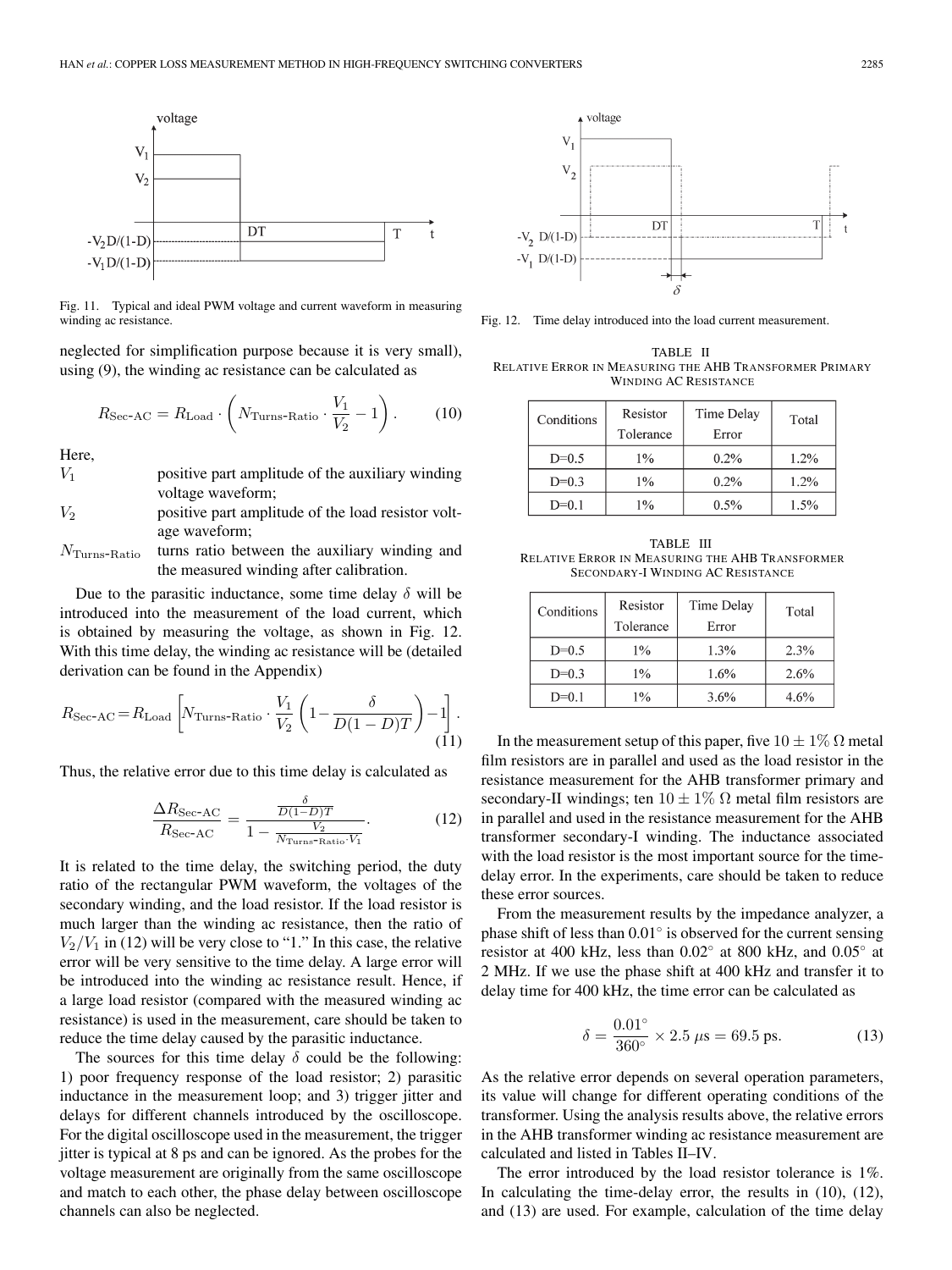Fig. 11. Typical and ideal PWM voltage and current waveform in measuring winding ac resistance.

neglected for simplification purpose because it is very small), using (9), the winding ac resistance can be calculated as

$$R_{\text{Sec-AC}} = R_{\text{Load}} \cdot \left( N_{\text{Turns-Ratio}} \cdot \frac{V_1}{V_2} - 1 \right). \tag{10}$$

Here,

$V_1$ positive part amplitude of the auxiliary winding voltage waveform;

$V_2$ positive part amplitude of the load resistor voltage waveform;

$N_{\text{Turns-Ratio}}$ turns ratio between the auxiliary winding and the measured winding after calibration.

Due to the parasitic inductance, some time delay $\delta$ will be introduced into the measurement of the load current, which is obtained by measuring the voltage, as shown in Fig. 12. With this time delay, the winding ac resistance will be (detailed derivation can be found in the Appendix)

$$R_{\text{Sec-AC}} = R_{\text{Load}} \left[ N_{\text{Turns-Ratio}} \cdot \frac{V_1}{V_2} \left( 1 - \frac{\delta}{D(1-D)T} \right) - 1 \right]. \tag{11}$$

Thus, the relative error due to this time delay is calculated as

$$\frac{\Delta R_{\text{Sec-AC}}}{R_{\text{Sec-AC}}} = \frac{\frac{\delta}{D(1-D)T}}{1 - \frac{V_2}{N_{\text{Turns-Ratio}} \cdot V_1}}. \tag{12}$$

It is related to the time delay, the switching period, the duty ratio of the rectangular PWM waveform, the voltages of the secondary winding, and the load resistor. If the load resistor is much larger than the winding ac resistance, then the ratio of $V_2/V_1$ in (12) will be very close to "1." In this case, the relative error will be very sensitive to the time delay. A large error will be introduced into the winding ac resistance result. Hence, if a large load resistor (compared with the measured winding ac resistance) is used in the measurement, care should be taken to reduce the time delay caused by the parasitic inductance.

The sources for this time delay $\delta$ could be the following: 1) poor frequency response of the load resistor; 2) parasitic inductance in the measurement loop; and 3) trigger jitter and delays for different channels introduced by the oscilloscope. For the digital oscilloscope used in the measurement, the trigger jitter is typical at 8 ps and can be ignored. As the probes for the voltage measurement are originally from the same oscilloscope and match to each other, the phase delay between oscilloscope channels can also be neglected.

Fig. 12. Time delay introduced into the load current measurement.

TABLE II
RELATIVE ERROR IN MEASURING THE AHB TRANSFORMER PRIMARY WINDING AC RESISTANCE

| Conditions | Resistor Tolerance | Time Delay Error | Total |
|---|---|---|---|
| D=0.5 | 1% | 0.2% | 1.2% |
| D=0.3 | 1% | 0.2% | 1.2% |
| D=0.1 | 1% | 0.5% | 1.5% |

TABLE III
RELATIVE ERROR IN MEASURING THE AHB TRANSFORMER SECONDARY-I WINDING AC RESISTANCE

| Conditions | Resistor Tolerance | Time Delay Error | Total |
|---|---|---|---|
| D=0.5 | 1% | 1.3% | 2.3% |
| D=0.3 | 1% | 1.6% | 2.6% |
| D=0.1 | 1% | 3.6% | 4.6% |

In the measurement setup of this paper, five $10 \pm 1\%\ \Omega$ metal film resistors are in parallel and used as the load resistor in the resistance measurement for the AHB transformer primary and secondary-II windings; ten $10 \pm 1\%\ \Omega$ metal film resistors are in parallel and used in the resistance measurement for the AHB transformer secondary-I winding. The inductance associated with the load resistor is the most important source for the time-delay error. In the experiments, care should be taken to reduce these error sources.

From the measurement results by the impedance analyzer, a phase shift of less than $0.01^\circ$ is observed for the current sensing resistor at 400 kHz, less than $0.02^\circ$ at 800 kHz, and $0.05^\circ$ at 2 MHz. If we use the phase shift at 400 kHz and transfer it to delay time for 400 kHz, the time error can be calculated as

$$\delta = \frac{0.01^\circ}{360^\circ} \times 2.5\ \mu\text{s} = 69.5\ \text{ps}. \tag{13}$$

As the relative error depends on several operation parameters, its value will change for different operating conditions of the transformer. Using the analysis results above, the relative errors in the AHB transformer winding ac resistance measurement are calculated and listed in Tables II–IV.

The error introduced by the load resistor tolerance is 1%. In calculating the time-delay error, the results in (10), (12), and (13) are used. For example, calculation of the time delay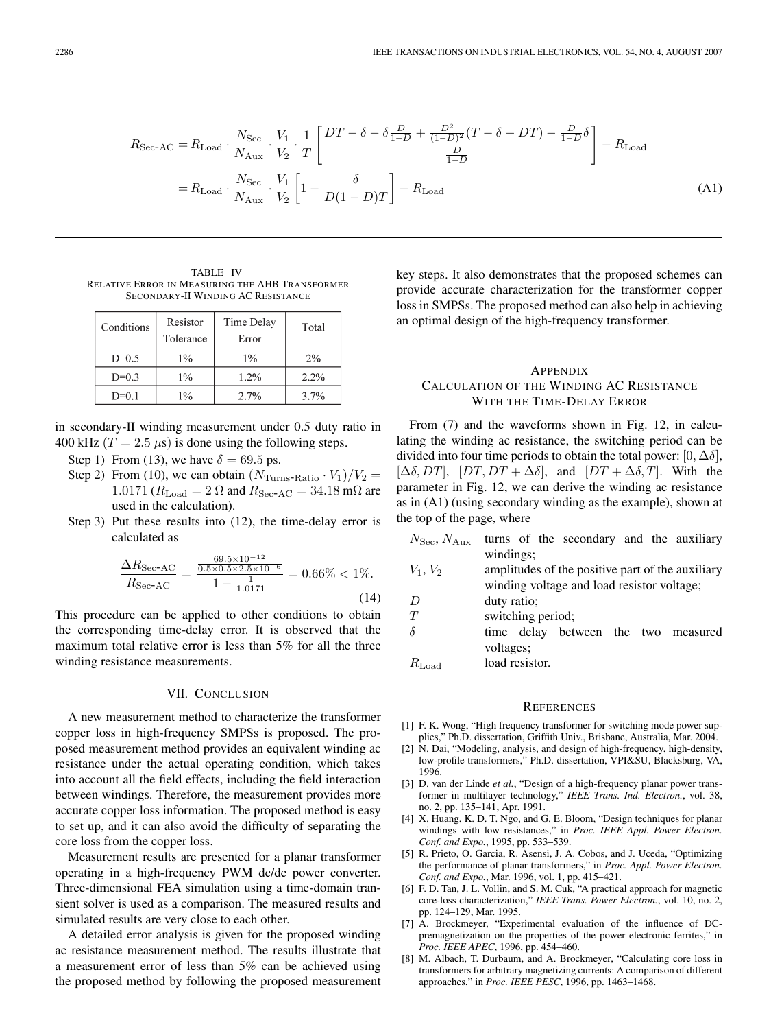$$R_{\text{Sec-AC}} = R_{\text{Load}} \cdot \frac{N_{\text{Sec}}}{N_{\text{Aux}}} \cdot \frac{V_1}{V_2} \cdot \frac{1}{T} \left[ \frac{DT - \delta - \delta \frac{D}{1-D} + \frac{D^2}{(1-D)^2}(T - \delta - DT) - \frac{D}{1-D}\delta}{\frac{D}{1-D}} \right] - R_{\text{Load}}$$

$$= R_{\text{Load}} \cdot \frac{N_{\text{Sec}}}{N_{\text{Aux}}} \cdot \frac{V_1}{V_2} \left[ 1 - \frac{\delta}{D(1-D)T} \right] - R_{\text{Load}} \tag{A1}$$

TABLE IV
RELATIVE ERROR IN MEASURING THE AHB TRANSFORMER SECONDARY-II WINDING AC RESISTANCE

| Conditions | Resistor Tolerance | Time Delay Error | Total |
|---|---|---|---|
| D=0.5 | 1% | 1% | 2% |
| D=0.3 | 1% | 1.2% | 2.2% |
| D=0.1 | 1% | 2.7% | 3.7% |

in secondary-II winding measurement under 0.5 duty ratio in 400 kHz ($T = 2.5\ \mu$s) is done using the following steps.

Step 1) From (13), we have $\delta = 69.5$ ps.

Step 2) From (10), we can obtain $(N_{\text{Turns-Ratio}} \cdot V_1)/V_2 = 1.0171$ ($R_{\text{Load}} = 2\ \Omega$ and $R_{\text{Sec-AC}} = 34.18$ m$\Omega$ are used in the calculation).

Step 3) Put these results into (12), the time-delay error is calculated as

$$\frac{\Delta R_{\text{Sec-AC}}}{R_{\text{Sec-AC}}} = \frac{\frac{69.5 \times 10^{-12}}{0.5 \times 0.5 \times 2.5 \times 10^{-6}}}{1 - \frac{1}{1.0171}} = 0.66\% < 1\%. \tag{14}$$

This procedure can be applied to other conditions to obtain the corresponding time-delay error. It is observed that the maximum total relative error is less than 5% for all the three winding resistance measurements.

## VII. CONCLUSION

A new measurement method to characterize the transformer copper loss in high-frequency SMPSs is proposed. The proposed measurement method provides an equivalent winding ac resistance under the actual operating condition, which takes into account all the field effects, including the field interaction between windings. Therefore, the measurement provides more accurate copper loss information. The proposed method is easy to set up, and it can also avoid the difficulty of separating the core loss from the copper loss.

Measurement results are presented for a planar transformer operating in a high-frequency PWM dc/dc power converter. Three-dimensional FEA simulation using a time-domain transient solver is used as a comparison. The measured results and simulated results are very close to each other.

A detailed error analysis is given for the proposed winding ac resistance measurement method. The results illustrate that a measurement error of less than 5% can be achieved using the proposed method by following the proposed measurement key steps. It also demonstrates that the proposed schemes can provide accurate characterization for the transformer copper loss in SMPSs. The proposed method can also help in achieving an optimal design of the high-frequency transformer.

## APPENDIX
## CALCULATION OF THE WINDING AC RESISTANCE WITH THE TIME-DELAY ERROR

From (7) and the waveforms shown in Fig. 12, in calculating the winding ac resistance, the switching period can be divided into four time periods to obtain the total power: $[0, \Delta\delta]$, $[\Delta\delta, DT]$, $[DT, DT + \Delta\delta]$, and $[DT + \Delta\delta, T]$. With the parameter in Fig. 12, we can derive the winding ac resistance as in (A1) (using secondary winding as the example), shown at the top of the page, where

- $N_{\text{Sec}}, N_{\text{Aux}}$ turns of the secondary and the auxiliary windings;
- $V_1, V_2$ amplitudes of the positive part of the auxiliary winding voltage and load resistor voltage;
- $D$ duty ratio;
- $T$ switching period;
- $\delta$ time delay between the two measured voltages;
- $R_{\text{Load}}$ load resistor.

## REFERENCES

[1] F. K. Wong, "High frequency transformer for switching mode power supplies," Ph.D. dissertation, Griffith Univ., Brisbane, Australia, Mar. 2004.

[2] N. Dai, "Modeling, analysis, and design of high-frequency, high-density, low-profile transformers," Ph.D. dissertation, VPI&SU, Blacksburg, VA, 1996.

[3] D. van der Linde *et al.*, "Design of a high-frequency planar power transformer in multilayer technology," *IEEE Trans. Ind. Electron.*, vol. 38, no. 2, pp. 135–141, Apr. 1991.

[4] X. Huang, K. D. T. Ngo, and G. E. Bloom, "Design techniques for planar windings with low resistances," in *Proc. IEEE Appl. Power Electron. Conf. and Expo.*, 1995, pp. 533–539.

[5] R. Prieto, O. Garcia, R. Asensi, J. A. Cobos, and J. Uceda, "Optimizing the performance of planar transformers," in *Proc. Appl. Power Electron. Conf. and Expo.*, Mar. 1996, vol. 1, pp. 415–421.

[6] F. D. Tan, J. L. Vollin, and S. M. Cuk, "A practical approach for magnetic core-loss characterization," *IEEE Trans. Power Electron.*, vol. 10, no. 2, pp. 124–129, Mar. 1995.

[7] A. Brockmeyer, "Experimental evaluation of the influence of DC-premagnetization on the properties of the power electronic ferrites," in *Proc. IEEE APEC*, 1996, pp. 454–460.

[8] M. Albach, T. Durbaum, and A. Brockmeyer, "Calculating core loss in transformers for arbitrary magnetizing currents: A comparison of different approaches," in *Proc. IEEE PESC*, 1996, pp. 1463–1468.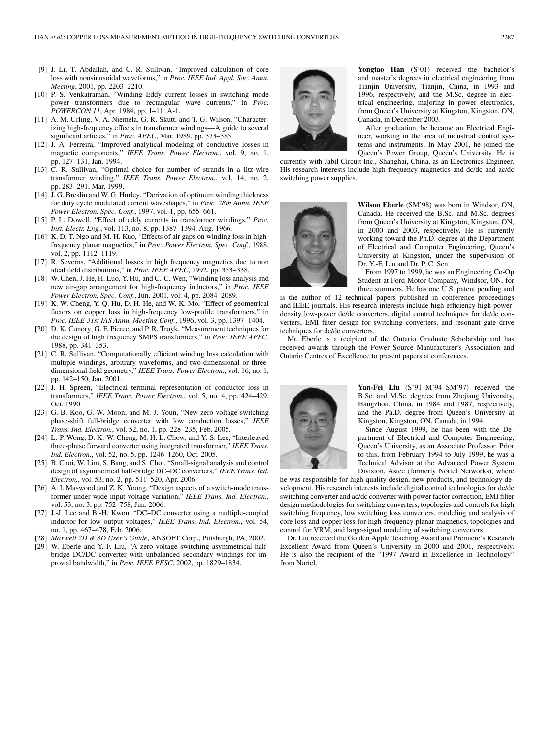[9] J. Li, T. Abdallah, and C. R. Sullivan, "Improved calculation of core loss with nonsinusoidal waveforms," in *Proc. IEEE Ind. Appl. Soc. Annu. Meeting*, 2001, pp. 2203–2210.

[10] P. S. Venkatraman, "Winding Eddy current losses in switching mode power transformers due to rectangular wave currents," in *Proc. POWERCON 11*, Apr. 1984, pp. 1–11. A-1.

[11] A. M. Urling, V. A. Niemela, G. R. Skutt, and T. G. Wilson, "Characterizing high-frequency effects in transformer windings—A guide to several significant articles," in *Proc. APEC*, Mar. 1989, pp. 373–385.

[12] J. A. Ferreira, "Improved analytical modeling of conductive losses in magnetic components," *IEEE Trans. Power Electron.*, vol. 9, no. 1, pp. 127–131, Jan. 1994.

[13] C. R. Sullivan, "Optimal choice for number of strands in a litz-wire transformer winding," *IEEE Trans. Power Electron.*, vol. 14, no. 2, pp. 283–291, Mar. 1999.

[14] J. G. Breslin and W. G. Hurley, "Derivation of optimum winding thickness for duty cycle modulated current waveshapes," in *Proc. 28th Annu. IEEE Power Electron. Spec. Conf.*, 1997, vol. 1, pp. 655–661.

[15] P. L. Dowell, "Effect of eddy currents in transformer windings," *Proc. Inst. Electr. Eng.*, vol. 113, no. 8, pp. 1387–1394, Aug. 1966.

[16] K. D. T. Ngo and M. H. Kuo, "Effects of air gaps on winding loss in high-frequency planar magnetics," in *Proc. Power Electron. Spec. Conf.*, 1988, vol. 2, pp. 1112–1119.

[17] R. Severns, "Additional losses in high frequency magnetics due to non ideal field distributions," in *Proc. IEEE APEC*, 1992, pp. 333–338.

[18] W. Chen, J. He, H. Luo, Y. Hu, and C.-C. Wen, "Winding loss analysis and new air-gap arrangement for high-frequency inductors," in *Proc. IEEE Power Electron. Spec. Conf.*, Jun. 2001, vol. 4, pp. 2084–2089.

[19] K. W. Cheng, Y. Q. Hu, D. H. He, and W. K. Mo, "Effect of geometrical factors on copper loss in high-frequency low-profile transformers," in *Proc. IEEE 31st IAS Annu. Meeting Conf.*, 1996, vol. 3, pp. 1397–1404.

[20] D. K. Conory, G. F. Pierce, and P. R. Troyk, "Measurement techniques for the design of high frequency SMPS transformers," in *Proc. IEEE APEC*, 1988, pp. 341–353.

[21] C. R. Sullivan, "Computationally efficient winding loss calculation with multiple windings, arbitrary waveforms, and two-dimensional or three-dimensional field geometry," *IEEE Trans. Power Electron.*, vol. 16, no. 1, pp. 142–150, Jan. 2001.

[22] J. H. Spreen, "Electrical terminal representation of conductor loss in transformers," *IEEE Trans. Power Electron.*, vol. 5, no. 4, pp. 424–429, Oct. 1990.

[23] G.-B. Koo, G.-W. Moon, and M.-J. Youn, "New zero-voltage-switching phase-shift full-bridge converter with low conduction losses," *IEEE Trans. Ind. Electron.*, vol. 52, no. 1, pp. 228–235, Feb. 2005.

[24] L.-P. Wong, D. K.-W. Cheng, M. H. L. Chow, and Y.-S. Lee, "Interleaved three-phase forward converter using integrated transformer," *IEEE Trans. Ind. Electron.*, vol. 52, no. 5, pp. 1246–1260, Oct. 2005.

[25] B. Choi, W. Lim, S. Bang, and S. Choi, "Small-signal analysis and control design of asymmetrical half-bridge DC–DC converters," *IEEE Trans. Ind. Electron.*, vol. 53, no. 2, pp. 511–520, Apr. 2006.

[26] A. I. Maswood and Z. K. Yoong, "Design aspects of a switch-mode transformer under wide input voltage variation," *IEEE Trans. Ind. Electron.*, vol. 53, no. 3, pp. 752–758, Jun. 2006.

[27] J.-J. Lee and B.-H. Kwon, "DC–DC converter using a multiple-coupled inductor for low output voltages," *IEEE Trans. Ind. Electron.*, vol. 54, no. 1, pp. 467–478, Feb. 2006.

[28] *Maxwell 2D & 3D User's Guide*, ANSOFT Corp., Pittsburgh, PA, 2002.

[29] W. Eberle and Y.-F. Liu, "A zero voltage switching asymmetrical half-bridge DC/DC converter with unbalanced secondary windings for improved bandwidth," in *Proc. IEEE PESC*, 2002, pp. 1829–1834.

**Yongtao Han** (S'01) received the bachelor's and master's degrees in electrical engineering from Tianjin University, Tianjin, China, in 1993 and 1996, respectively, and the M.Sc. degree in electrical engineering, majoring in power electronics, from Queen's University at Kingston, Kingston, ON, Canada, in December 2003.

After graduation, he became an Electrical Engineer, working in the area of industrial control systems and instruments. In May 2001, he joined the Queen's Power Group, Queen's University. He is currently with Jabil Circuit Inc., Shanghai, China, as an Electronics Engineer. His research interests include high-frequency magnetics and dc/dc and ac/dc switching power supplies.

**Wilson Eberle** (SM'98) was born in Windsor, ON, Canada. He received the B.Sc. and M.Sc. degrees from Queen's University at Kingston, Kingston, ON, in 2000 and 2003, respectively. He is currently working toward the Ph.D. degree at the Department of Electrical and Computer Engineering, Queen's University at Kingston, under the supervision of Dr. Y.-F. Liu and Dr. P. C. Sen.

From 1997 to 1999, he was an Engineering Co-Op Student at Ford Motor Company, Windsor, ON, for three summers. He has one U.S. patent pending and is the author of 12 technical papers published in conference proceedings and IEEE journals. His research interests include high-efficiency high-power-density low-power dc/dc converters, digital control techniques for dc/dc converters, EMI filter design for switching converters, and resonant gate drive techniques for dc/dc converters.

Mr. Eberle is a recipient of the Ontario Graduate Scholarship and has received awards through the Power Source Manufacturer's Association and Ontario Centres of Excellence to present papers at conferences.

**Yan-Fei Liu** (S'91–M'94–SM'97) received the B.Sc. and M.Sc. degrees from Zhejiang University, Hangzhou, China, in 1984 and 1987, respectively, and the Ph.D. degree from Queen's University at Kingston, Kingston, ON, Canada, in 1994.

Since August 1999, he has been with the Department of Electrical and Computer Engineering, Queen's University, as an Associate Professor. Prior to this, from February 1994 to July 1999, he was a Technical Advisor at the Advanced Power System Division, Astec (formerly Nortel Networks), where he was responsible for high-quality design, new products, and technology development. His research interests include digital control technologies for dc/dc switching converter and ac/dc converter with power factor correction, EMI filter design methodologies for switching converters, topologies and controls for high switching frequency, low switching loss converters, modeling and analysis of core loss and copper loss for high-frequency planar magnetics, topologies and control for VRM, and large-signal modeling of switching converters.

Dr. Liu received the Golden Apple Teaching Award and Premiere's Research Excellent Award from Queen's University in 2000 and 2001, respectively. He is also the recipient of the "1997 Award in Excellence in Technology" from Nortel.